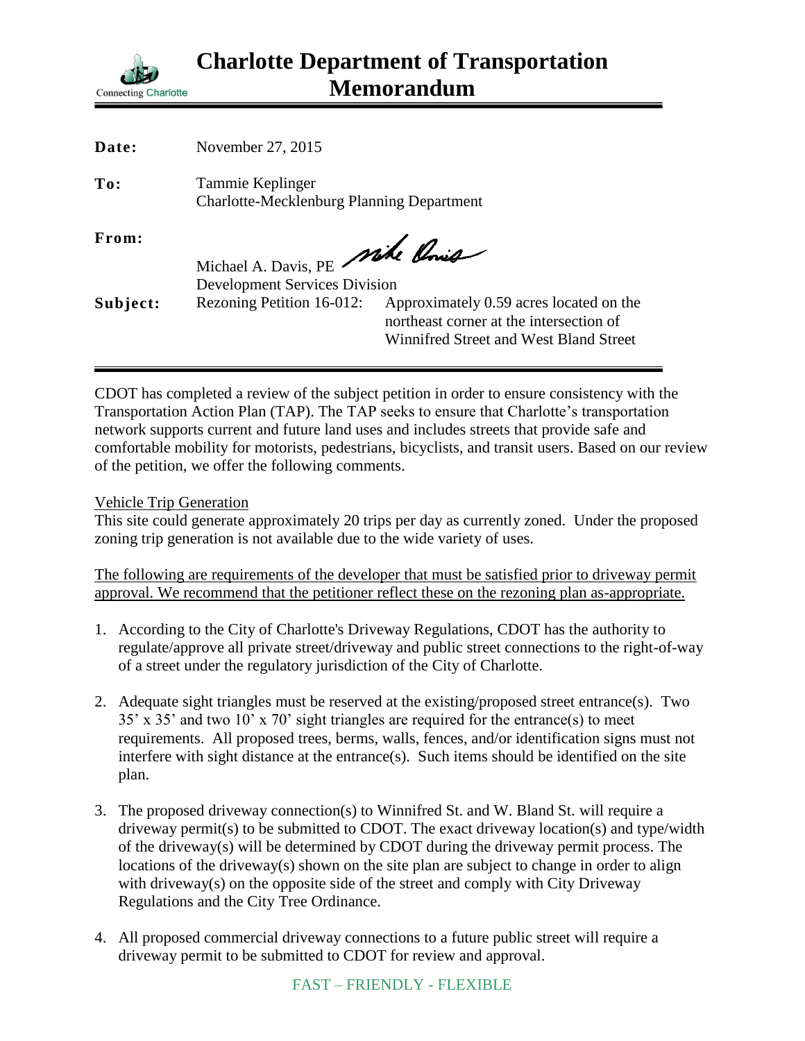# Charlotte Department of Transportation Memorandum

Connecting Charlotte

**Date:** November 27, 2015

**To:** Tammie Keplinger
Charlotte-Mecklenburg Planning Department

**From:** Michael A. Davis, PE
Development Services Division

**Subject:** Rezoning Petition 16-012: Approximately 0.59 acres located on the northeast corner at the intersection of Winnifred Street and West Bland Street

---

CDOT has completed a review of the subject petition in order to ensure consistency with the Transportation Action Plan (TAP). The TAP seeks to ensure that Charlotte's transportation network supports current and future land uses and includes streets that provide safe and comfortable mobility for motorists, pedestrians, bicyclists, and transit users. Based on our review of the petition, we offer the following comments.

Vehicle Trip Generation
This site could generate approximately 20 trips per day as currently zoned. Under the proposed zoning trip generation is not available due to the wide variety of uses.

The following are requirements of the developer that must be satisfied prior to driveway permit approval. We recommend that the petitioner reflect these on the rezoning plan as-appropriate.

1. According to the City of Charlotte's Driveway Regulations, CDOT has the authority to regulate/approve all private street/driveway and public street connections to the right-of-way of a street under the regulatory jurisdiction of the City of Charlotte.

2. Adequate sight triangles must be reserved at the existing/proposed street entrance(s). Two 35' x 35' and two 10' x 70' sight triangles are required for the entrance(s) to meet requirements. All proposed trees, berms, walls, fences, and/or identification signs must not interfere with sight distance at the entrance(s). Such items should be identified on the site plan.

3. The proposed driveway connection(s) to Winnifred St. and W. Bland St. will require a driveway permit(s) to be submitted to CDOT. The exact driveway location(s) and type/width of the driveway(s) will be determined by CDOT during the driveway permit process. The locations of the driveway(s) shown on the site plan are subject to change in order to align with driveway(s) on the opposite side of the street and comply with City Driveway Regulations and the City Tree Ordinance.

4. All proposed commercial driveway connections to a future public street will require a driveway permit to be submitted to CDOT for review and approval.

FAST – FRIENDLY - FLEXIBLE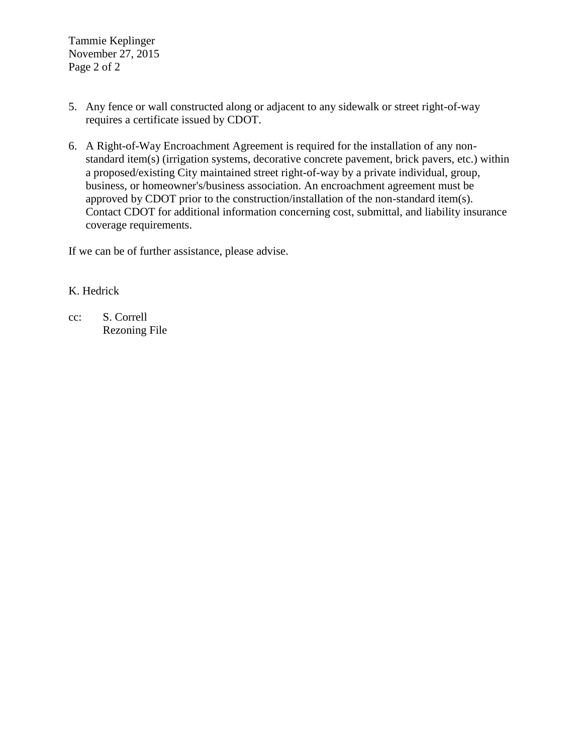5. Any fence or wall constructed along or adjacent to any sidewalk or street right-of-way requires a certificate issued by CDOT.

6. A Right-of-Way Encroachment Agreement is required for the installation of any non-standard item(s) (irrigation systems, decorative concrete pavement, brick pavers, etc.) within a proposed/existing City maintained street right-of-way by a private individual, group, business, or homeowner's/business association. An encroachment agreement must be approved by CDOT prior to the construction/installation of the non-standard item(s). Contact CDOT for additional information concerning cost, submittal, and liability insurance coverage requirements.

If we can be of further assistance, please advise.

K. Hedrick

cc: S. Correll
Rezoning File